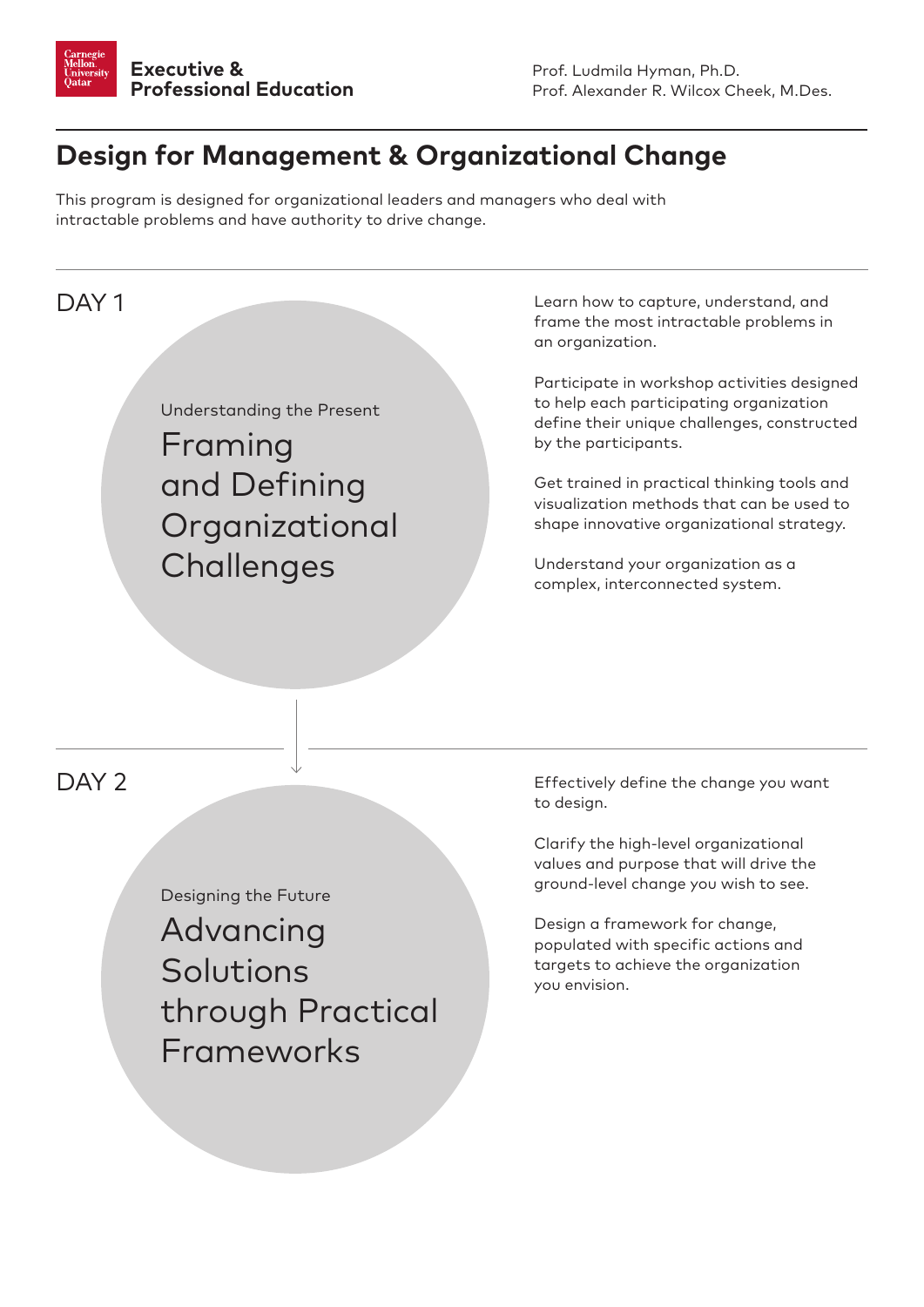Carnegie Mellon University Qatar

**Executive & Professional Education**

Prof. Ludmila Hyman, Ph.D.
Prof. Alexander R. Wilcox Cheek, M.Des.

# Design for Management & Organizational Change

This program is designed for organizational leaders and managers who deal with intractable problems and have authority to drive change.

## DAY 1

Understanding the Present

### Framing and Defining Organizational Challenges

Learn how to capture, understand, and frame the most intractable problems in an organization.

Participate in workshop activities designed to help each participating organization define their unique challenges, constructed by the participants.

Get trained in practical thinking tools and visualization methods that can be used to shape innovative organizational strategy.

Understand your organization as a complex, interconnected system.

## DAY 2

Designing the Future

### Advancing Solutions through Practical Frameworks

Effectively define the change you want to design.

Clarify the high-level organizational values and purpose that will drive the ground-level change you wish to see.

Design a framework for change, populated with specific actions and targets to achieve the organization you envision.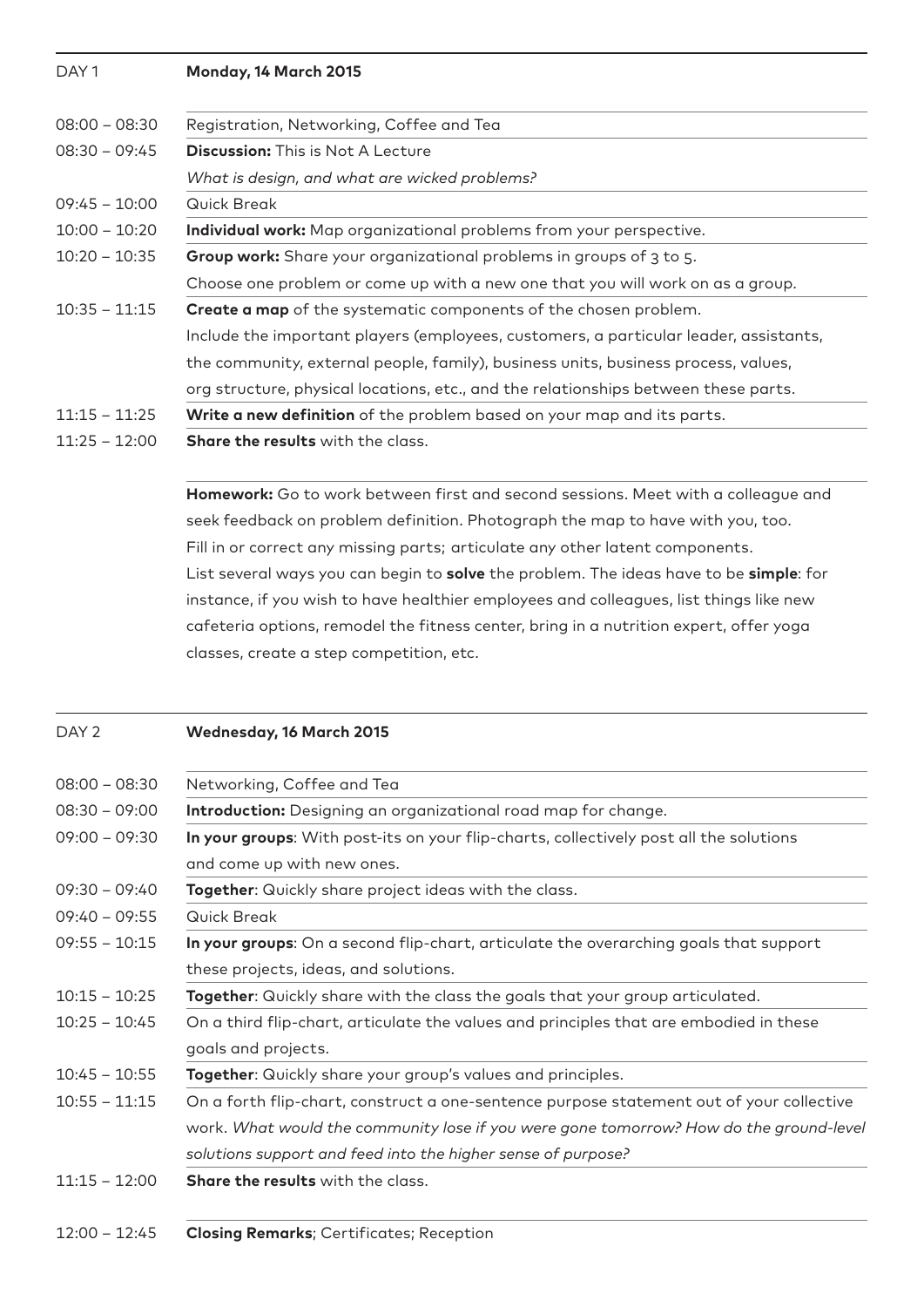## DAY 1 — Monday, 14 March 2015

| | |
|---|---|
| 08:00 – 08:30 | Registration, Networking, Coffee and Tea |
| 08:30 – 09:45 | **Discussion:** This is Not A Lecture<br>*What is design, and what are wicked problems?* |
| 09:45 – 10:00 | Quick Break |
| 10:00 – 10:20 | **Individual work:** Map organizational problems from your perspective. |
| 10:20 – 10:35 | **Group work:** Share your organizational problems in groups of 3 to 5.<br>Choose one problem or come up with a new one that you will work on as a group. |
| 10:35 – 11:15 | **Create a map** of the systematic components of the chosen problem.<br>Include the important players (employees, customers, a particular leader, assistants, the community, external people, family), business units, business process, values, org structure, physical locations, etc., and the relationships between these parts. |
| 11:15 – 11:25 | **Write a new definition** of the problem based on your map and its parts. |
| 11:25 – 12:00 | **Share the results** with the class. |

**Homework:** Go to work between first and second sessions. Meet with a colleague and seek feedback on problem definition. Photograph the map to have with you, too. Fill in or correct any missing parts; articulate any other latent components. List several ways you can begin to **solve** the problem. The ideas have to be **simple**: for instance, if you wish to have healthier employees and colleagues, list things like new cafeteria options, remodel the fitness center, bring in a nutrition expert, offer yoga classes, create a step competition, etc.

## DAY 2 — Wednesday, 16 March 2015

| | |
|---|---|
| 08:00 – 08:30 | Networking, Coffee and Tea |
| 08:30 – 09:00 | **Introduction:** Designing an organizational road map for change. |
| 09:00 – 09:30 | **In your groups**: With post-its on your flip-charts, collectively post all the solutions and come up with new ones. |
| 09:30 – 09:40 | **Together**: Quickly share project ideas with the class. |
| 09:40 – 09:55 | Quick Break |
| 09:55 – 10:15 | **In your groups**: On a second flip-chart, articulate the overarching goals that support these projects, ideas, and solutions. |
| 10:15 – 10:25 | **Together**: Quickly share with the class the goals that your group articulated. |
| 10:25 – 10:45 | On a third flip-chart, articulate the values and principles that are embodied in these goals and projects. |
| 10:45 – 10:55 | **Together**: Quickly share your group's values and principles. |
| 10:55 – 11:15 | On a forth flip-chart, construct a one-sentence purpose statement out of your collective work. *What would the community lose if you were gone tomorrow? How do the ground-level solutions support and feed into the higher sense of purpose?* |
| 11:15 – 12:00 | **Share the results** with the class. |
| 12:00 – 12:45 | **Closing Remarks**; Certificates; Reception |